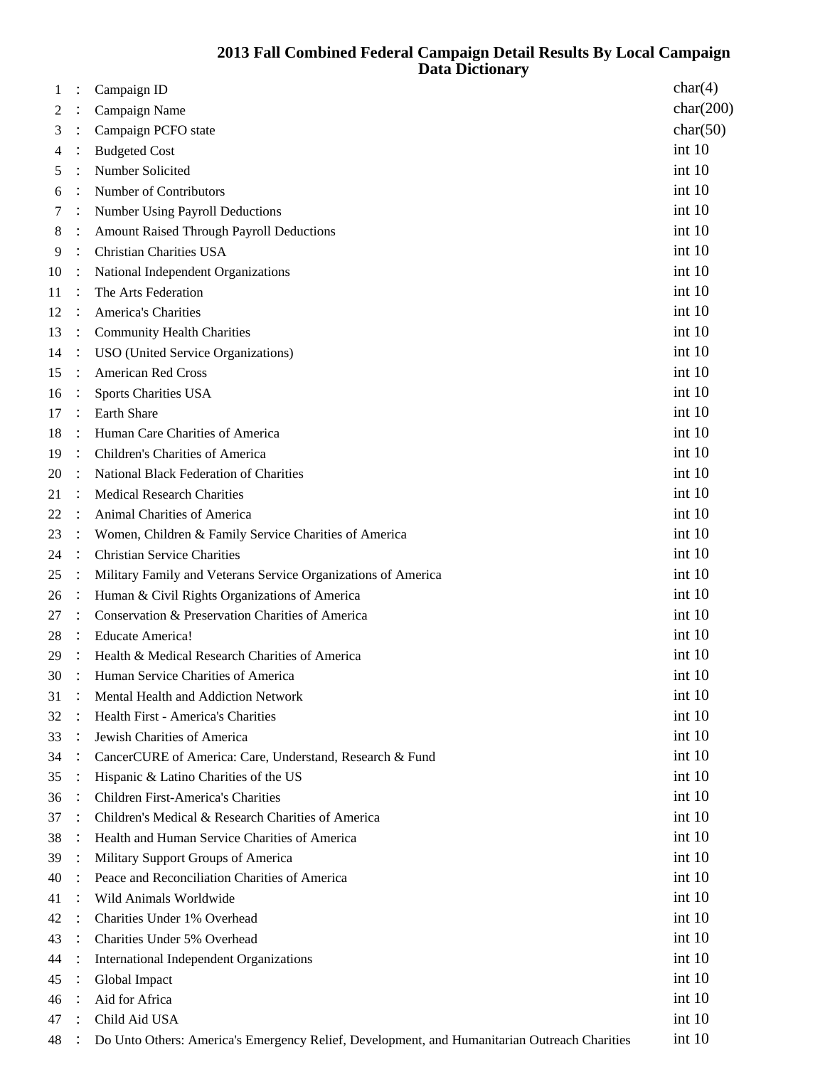# 2013 Fall Combined Federal Campaign Detail Results By Local Campaign
## Data Dictionary

| # | | Field | Type |
|---|---|---|---|
| 1 | : | Campaign ID | char(4) |
| 2 | : | Campaign Name | char(200) |
| 3 | : | Campaign PCFO state | char(50) |
| 4 | : | Budgeted Cost | int 10 |
| 5 | : | Number Solicited | int 10 |
| 6 | : | Number of Contributors | int 10 |
| 7 | : | Number Using Payroll Deductions | int 10 |
| 8 | : | Amount Raised Through Payroll Deductions | int 10 |
| 9 | : | Christian Charities USA | int 10 |
| 10 | : | National Independent Organizations | int 10 |
| 11 | : | The Arts Federation | int 10 |
| 12 | : | America's Charities | int 10 |
| 13 | : | Community Health Charities | int 10 |
| 14 | : | USO (United Service Organizations) | int 10 |
| 15 | : | American Red Cross | int 10 |
| 16 | : | Sports Charities USA | int 10 |
| 17 | : | Earth Share | int 10 |
| 18 | : | Human Care Charities of America | int 10 |
| 19 | : | Children's Charities of America | int 10 |
| 20 | : | National Black Federation of Charities | int 10 |
| 21 | : | Medical Research Charities | int 10 |
| 22 | : | Animal Charities of America | int 10 |
| 23 | : | Women, Children & Family Service Charities of America | int 10 |
| 24 | : | Christian Service Charities | int 10 |
| 25 | : | Military Family and Veterans Service Organizations of America | int 10 |
| 26 | : | Human & Civil Rights Organizations of America | int 10 |
| 27 | : | Conservation & Preservation Charities of America | int 10 |
| 28 | : | Educate America! | int 10 |
| 29 | : | Health & Medical Research Charities of America | int 10 |
| 30 | : | Human Service Charities of America | int 10 |
| 31 | : | Mental Health and Addiction Network | int 10 |
| 32 | : | Health First - America's Charities | int 10 |
| 33 | : | Jewish Charities of America | int 10 |
| 34 | : | CancerCURE of America: Care, Understand, Research & Fund | int 10 |
| 35 | : | Hispanic & Latino Charities of the US | int 10 |
| 36 | : | Children First-America's Charities | int 10 |
| 37 | : | Children's Medical & Research Charities of America | int 10 |
| 38 | : | Health and Human Service Charities of America | int 10 |
| 39 | : | Military Support Groups of America | int 10 |
| 40 | : | Peace and Reconciliation Charities of America | int 10 |
| 41 | : | Wild Animals Worldwide | int 10 |
| 42 | : | Charities Under 1% Overhead | int 10 |
| 43 | : | Charities Under 5% Overhead | int 10 |
| 44 | : | International Independent Organizations | int 10 |
| 45 | : | Global Impact | int 10 |
| 46 | : | Aid for Africa | int 10 |
| 47 | : | Child Aid USA | int 10 |
| 48 | : | Do Unto Others: America's Emergency Relief, Development, and Humanitarian Outreach Charities | int 10 |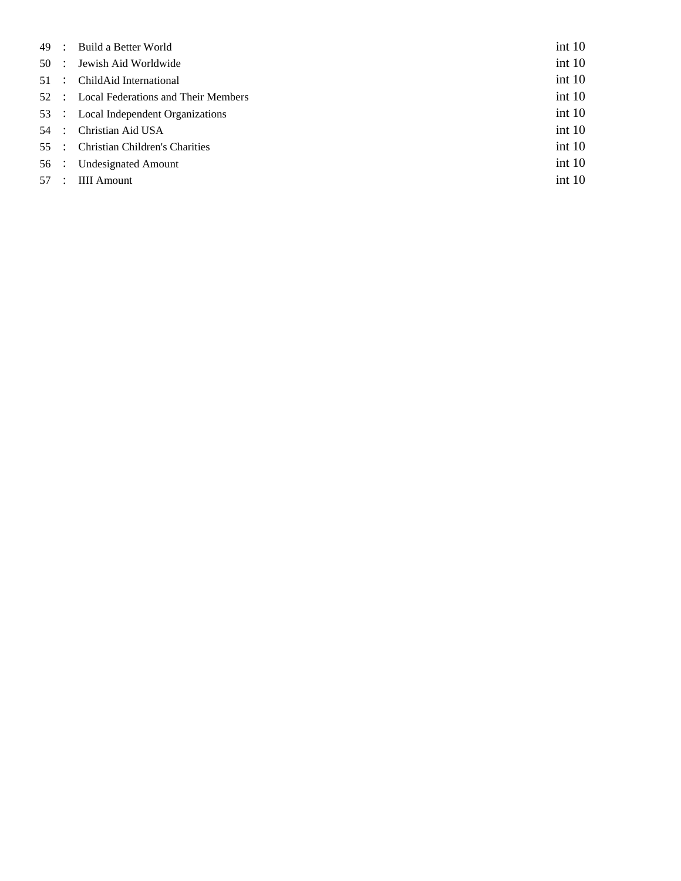| | | | |
|---|---|---|---|
| 49 | : | Build a Better World | int 10 |
| 50 | : | Jewish Aid Worldwide | int 10 |
| 51 | : | ChildAid International | int 10 |
| 52 | : | Local Federations and Their Members | int 10 |
| 53 | : | Local Independent Organizations | int 10 |
| 54 | : | Christian Aid USA | int 10 |
| 55 | : | Christian Children's Charities | int 10 |
| 56 | : | Undesignated Amount | int 10 |
| 57 | : | IIII Amount | int 10 |